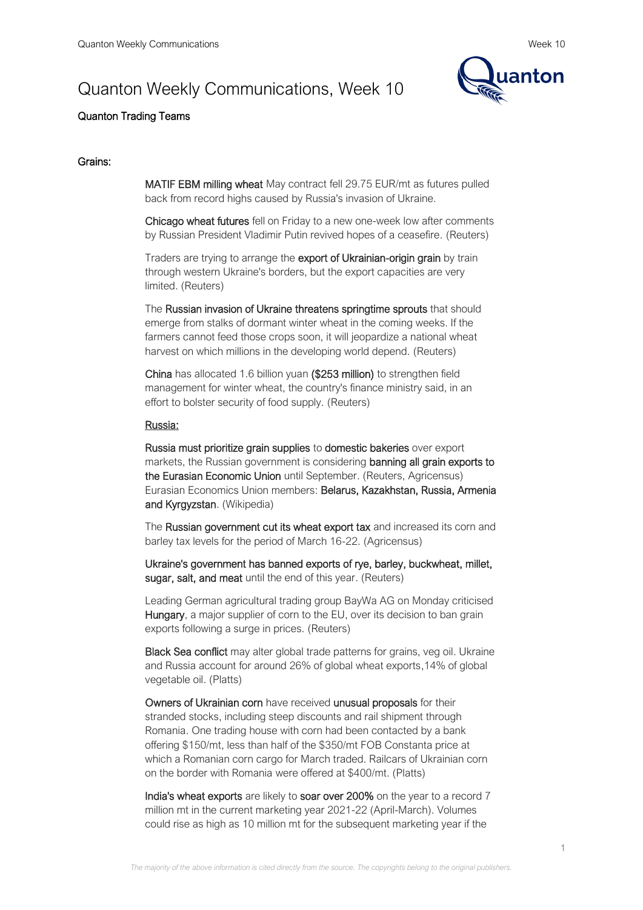# Quanton Weekly Communications, Week 10

**Quanton Trading Teams**

## Grains:

**MATIF EBM milling wheat** May contract fell 29.75 EUR/mt as futures pulled back from record highs caused by Russia's invasion of Ukraine.

**Chicago wheat futures** fell on Friday to a new one-week low after comments by Russian President Vladimir Putin revived hopes of a ceasefire. (Reuters)

Traders are trying to arrange the **export of Ukrainian-origin grain** by train through western Ukraine's borders, but the export capacities are very limited. (Reuters)

The **Russian invasion of Ukraine threatens springtime sprouts** that should emerge from stalks of dormant winter wheat in the coming weeks. If the farmers cannot feed those crops soon, it will jeopardize a national wheat harvest on which millions in the developing world depend. (Reuters)

**China** has allocated 1.6 billion yuan **($253 million)** to strengthen field management for winter wheat, the country's finance ministry said, in an effort to bolster security of food supply. (Reuters)

### Russia:

**Russia must prioritize grain supplies** to **domestic bakeries** over export markets, the Russian government is considering **banning all grain exports to the Eurasian Economic Union** until September. (Reuters, Agricensus) Eurasian Economics Union members: **Belarus, Kazakhstan, Russia, Armenia and Kyrgyzstan**. (Wikipedia)

The **Russian government cut its wheat export tax** and increased its corn and barley tax levels for the period of March 16-22. (Agricensus)

**Ukraine's government has banned exports of rye, barley, buckwheat, millet, sugar, salt, and meat** until the end of this year. (Reuters)

Leading German agricultural trading group BayWa AG on Monday criticised **Hungary**, a major supplier of corn to the EU, over its decision to ban grain exports following a surge in prices. (Reuters)

**Black Sea conflict** may alter global trade patterns for grains, veg oil. Ukraine and Russia account for around 26% of global wheat exports,14% of global vegetable oil. (Platts)

**Owners of Ukrainian corn** have received **unusual proposals** for their stranded stocks, including steep discounts and rail shipment through Romania. One trading house with corn had been contacted by a bank offering $150/mt, less than half of the $350/mt FOB Constanta price at which a Romanian corn cargo for March traded. Railcars of Ukrainian corn on the border with Romania were offered at $400/mt. (Platts)

**India's wheat exports** are likely to **soar over 200%** on the year to a record 7 million mt in the current marketing year 2021-22 (April-March). Volumes could rise as high as 10 million mt for the subsequent marketing year if the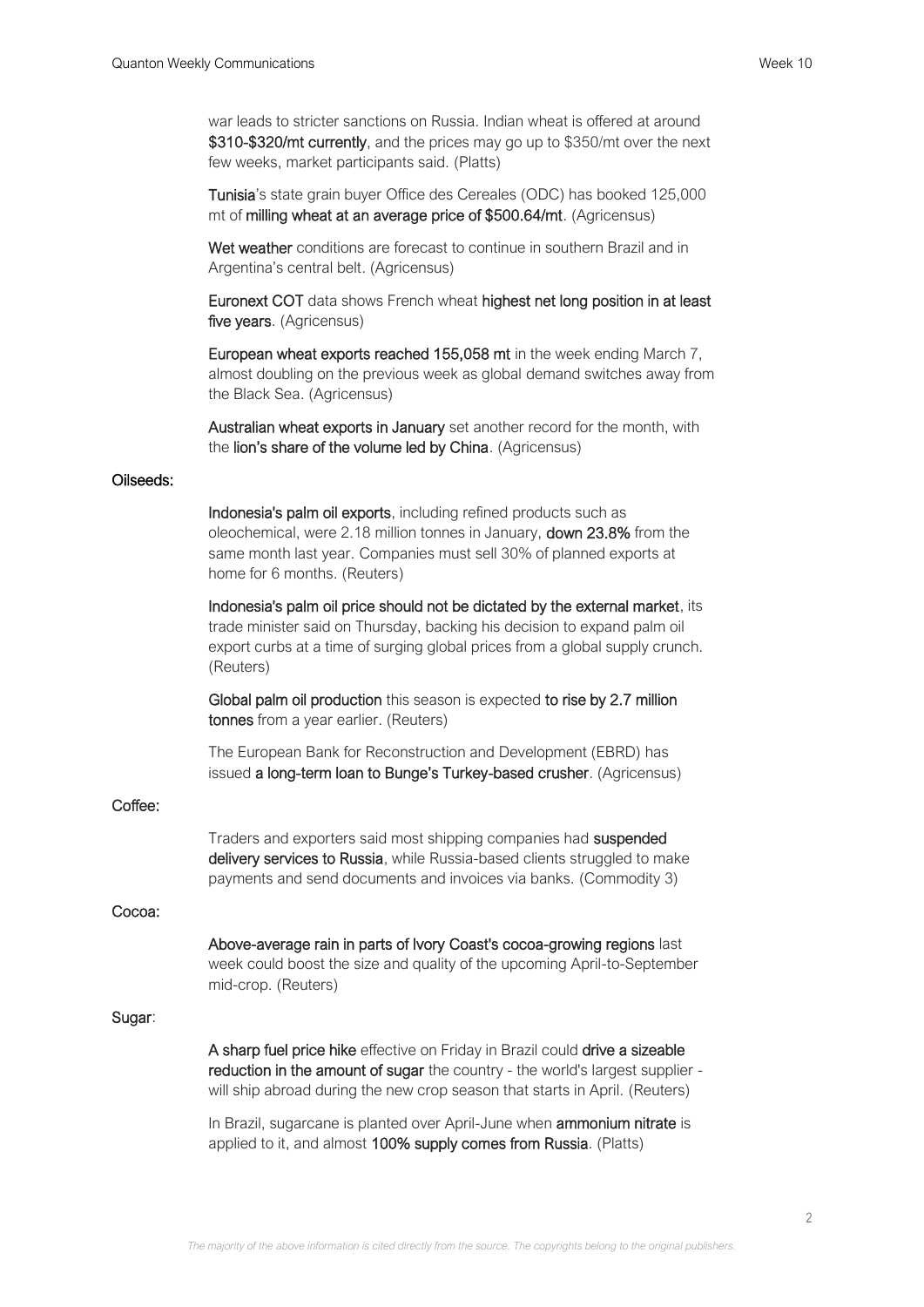war leads to stricter sanctions on Russia. Indian wheat is offered at around **$310-$320/mt currently**, and the prices may go up to $350/mt over the next few weeks, market participants said. (Platts)

**Tunisia**'s state grain buyer Office des Cereales (ODC) has booked 125,000 mt of **milling wheat at an average price of $500.64/mt**. (Agricensus)

**Wet weather** conditions are forecast to continue in southern Brazil and in Argentina's central belt. (Agricensus)

**Euronext COT** data shows French wheat **highest net long position in at least five years**. (Agricensus)

**European wheat exports reached 155,058 mt** in the week ending March 7, almost doubling on the previous week as global demand switches away from the Black Sea. (Agricensus)

**Australian wheat exports in January** set another record for the month, with the **lion's share of the volume led by China**. (Agricensus)

**Oilseeds:**

**Indonesia's palm oil exports**, including refined products such as oleochemical, were 2.18 million tonnes in January, **down 23.8%** from the same month last year. Companies must sell 30% of planned exports at home for 6 months. (Reuters)

**Indonesia's palm oil price should not be dictated by the external market**, its trade minister said on Thursday, backing his decision to expand palm oil export curbs at a time of surging global prices from a global supply crunch. (Reuters)

**Global palm oil production** this season is expected **to rise by 2.7 million tonnes** from a year earlier. (Reuters)

The European Bank for Reconstruction and Development (EBRD) has issued **a long-term loan to Bunge's Turkey-based crusher**. (Agricensus)

**Coffee:**

Traders and exporters said most shipping companies had **suspended delivery services to Russia**, while Russia-based clients struggled to make payments and send documents and invoices via banks. (Commodity 3)

**Cocoa:**

**Above-average rain in parts of Ivory Coast's cocoa-growing regions** last week could boost the size and quality of the upcoming April-to-September mid-crop. (Reuters)

**Sugar**:

**A sharp fuel price hike** effective on Friday in Brazil could **drive a sizeable reduction in the amount of sugar** the country - the world's largest supplier - will ship abroad during the new crop season that starts in April. (Reuters)

In Brazil, sugarcane is planted over April-June when **ammonium nitrate** is applied to it, and almost **100% supply comes from Russia**. (Platts)

*The majority of the above information is cited directly from the source. The copyrights belong to the original publishers.*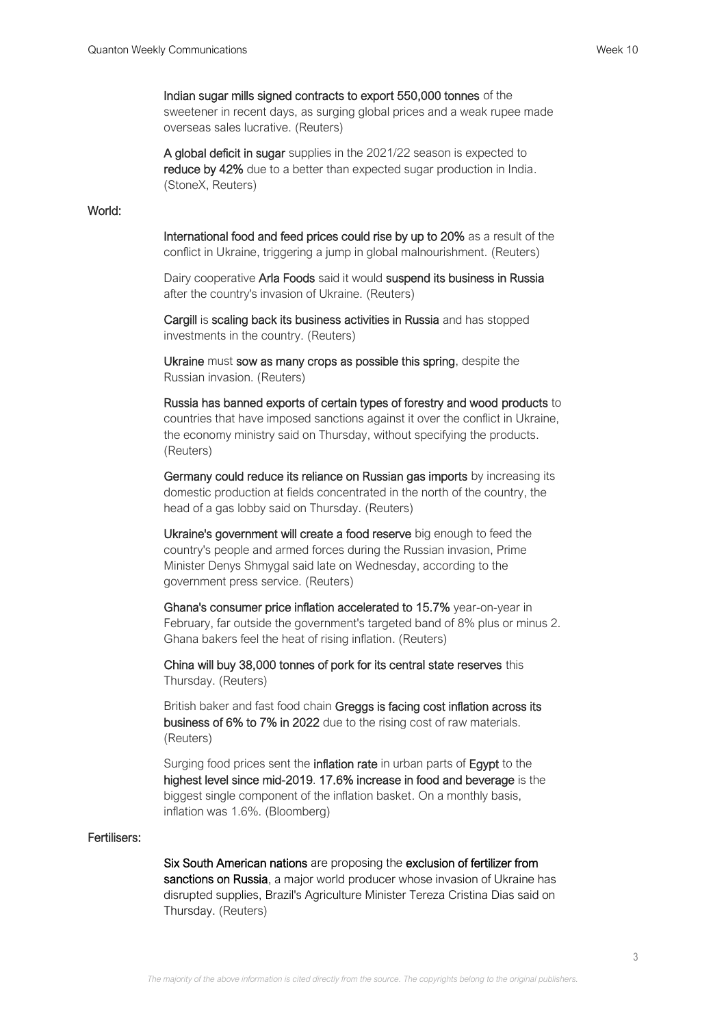**Indian sugar mills signed contracts to export 550,000 tonnes** of the sweetener in recent days, as surging global prices and a weak rupee made overseas sales lucrative. (Reuters)

**A global deficit in sugar** supplies in the 2021/22 season is expected to **reduce by 42%** due to a better than expected sugar production in India. (StoneX, Reuters)

### World:

**International food and feed prices could rise by up to 20%** as a result of the conflict in Ukraine, triggering a jump in global malnourishment. (Reuters)

Dairy cooperative **Arla Foods** said it would **suspend its business in Russia** after the country's invasion of Ukraine. (Reuters)

**Cargill** is **scaling back its business activities in Russia** and has stopped investments in the country. (Reuters)

**Ukraine** must **sow as many crops as possible this spring**, despite the Russian invasion. (Reuters)

**Russia has banned exports of certain types of forestry and wood products** to countries that have imposed sanctions against it over the conflict in Ukraine, the economy ministry said on Thursday, without specifying the products. (Reuters)

**Germany could reduce its reliance on Russian gas imports** by increasing its domestic production at fields concentrated in the north of the country, the head of a gas lobby said on Thursday. (Reuters)

**Ukraine's government will create a food reserve** big enough to feed the country's people and armed forces during the Russian invasion, Prime Minister Denys Shmygal said late on Wednesday, according to the government press service. (Reuters)

**Ghana's consumer price inflation accelerated to 15.7%** year-on-year in February, far outside the government's targeted band of 8% plus or minus 2. Ghana bakers feel the heat of rising inflation. (Reuters)

**China will buy 38,000 tonnes of pork for its central state reserves** this Thursday. (Reuters)

British baker and fast food chain **Greggs is facing cost inflation across its business of 6% to 7% in 2022** due to the rising cost of raw materials. (Reuters)

Surging food prices sent the **inflation rate** in urban parts of **Egypt** to the **highest level since mid-2019**. **17.6% increase in food and beverage** is the biggest single component of the inflation basket. On a monthly basis, inflation was 1.6%. (Bloomberg)

### Fertilisers:

**Six South American nations** are proposing the **exclusion of fertilizer from sanctions on Russia**, a major world producer whose invasion of Ukraine has disrupted supplies, Brazil's Agriculture Minister Tereza Cristina Dias said on Thursday. (Reuters)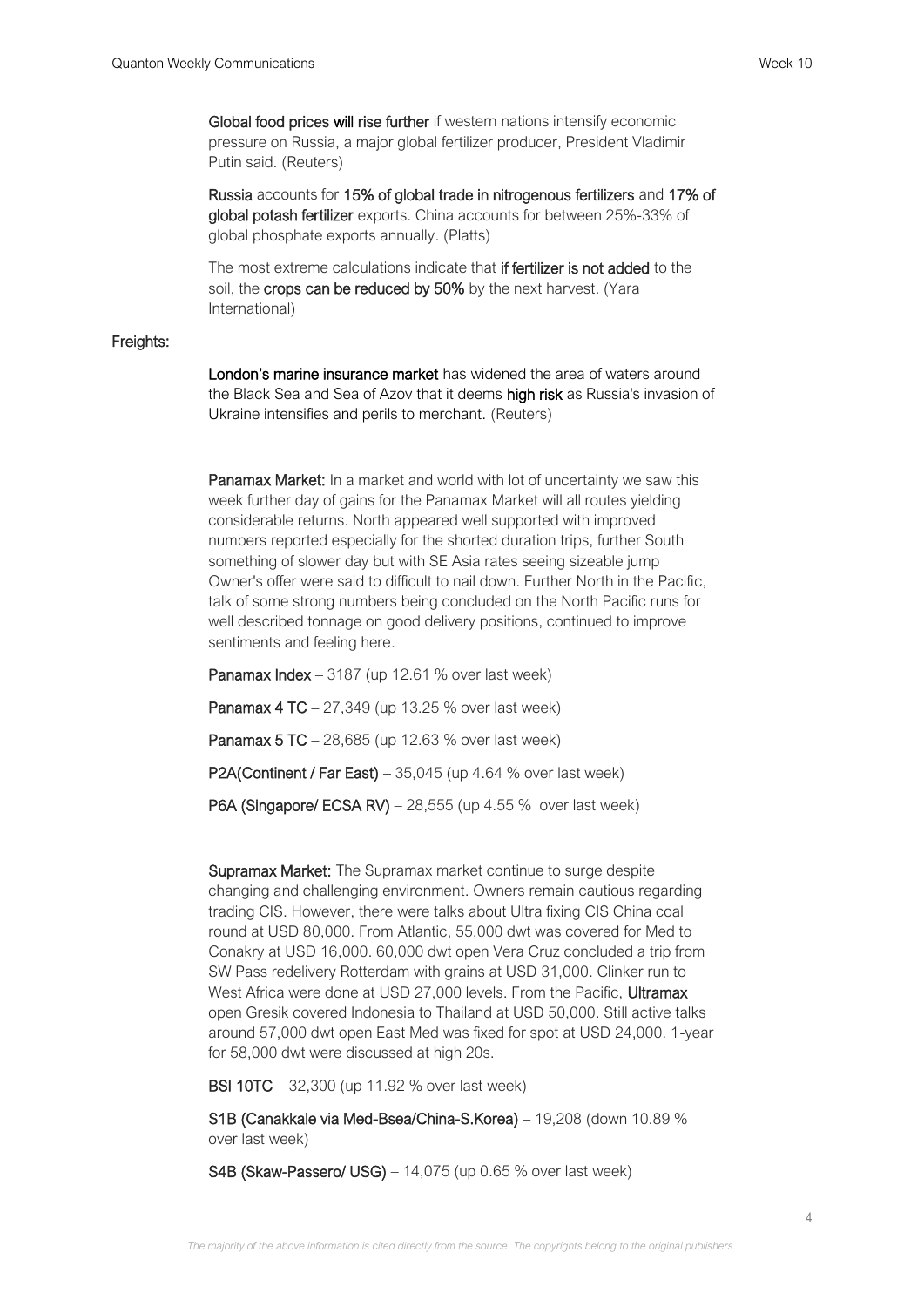**Global food prices will rise further** if western nations intensify economic pressure on Russia, a major global fertilizer producer, President Vladimir Putin said. (Reuters)

**Russia** accounts for **15% of global trade in nitrogenous fertilizers** and **17% of global potash fertilizer** exports. China accounts for between 25%-33% of global phosphate exports annually. (Platts)

The most extreme calculations indicate that **if fertilizer is not added** to the soil, the **crops can be reduced by 50%** by the next harvest. (Yara International)

**Freights:**

**London's marine insurance market** has widened the area of waters around the Black Sea and Sea of Azov that it deems **high risk** as Russia's invasion of Ukraine intensifies and perils to merchant. (Reuters)

**Panamax Market:** In a market and world with lot of uncertainty we saw this week further day of gains for the Panamax Market will all routes yielding considerable returns. North appeared well supported with improved numbers reported especially for the shorted duration trips, further South something of slower day but with SE Asia rates seeing sizeable jump Owner's offer were said to difficult to nail down. Further North in the Pacific, talk of some strong numbers being concluded on the North Pacific runs for well described tonnage on good delivery positions, continued to improve sentiments and feeling here.

**Panamax Index** – 3187 (up 12.61 % over last week)

**Panamax 4 TC** – 27,349 (up 13.25 % over last week)

**Panamax 5 TC** – 28,685 (up 12.63 % over last week)

**P2A(Continent / Far East)** – 35,045 (up 4.64 % over last week)

**P6A (Singapore/ ECSA RV)** – 28,555 (up 4.55 % over last week)

**Supramax Market:** The Supramax market continue to surge despite changing and challenging environment. Owners remain cautious regarding trading CIS. However, there were talks about Ultra fixing CIS China coal round at USD 80,000. From Atlantic, 55,000 dwt was covered for Med to Conakry at USD 16,000. 60,000 dwt open Vera Cruz concluded a trip from SW Pass redelivery Rotterdam with grains at USD 31,000. Clinker run to West Africa were done at USD 27,000 levels. From the Pacific, **Ultramax** open Gresik covered Indonesia to Thailand at USD 50,000. Still active talks around 57,000 dwt open East Med was fixed for spot at USD 24,000. 1-year for 58,000 dwt were discussed at high 20s.

**BSI 10TC** – 32,300 (up 11.92 % over last week)

**S1B (Canakkale via Med-Bsea/China-S.Korea)** – 19,208 (down 10.89 % over last week)

**S4B (Skaw-Passero/ USG)** – 14,075 (up 0.65 % over last week)

*The majority of the above information is cited directly from the source. The copyrights belong to the original publishers.*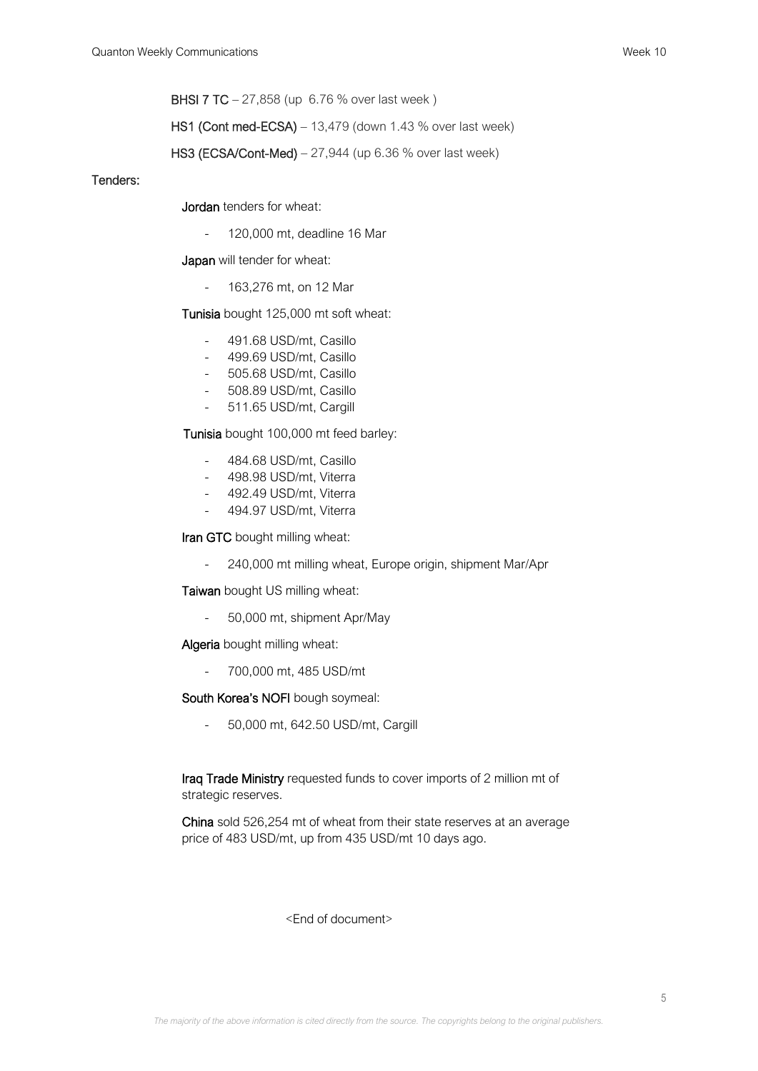**BHSI 7 TC** – 27,858 (up 6.76 % over last week )

**HS1 (Cont med-ECSA)** – 13,479 (down 1.43 % over last week)

**HS3 (ECSA/Cont-Med)** – 27,944 (up 6.36 % over last week)

**Tenders:**

**Jordan** tenders for wheat:

- 120,000 mt, deadline 16 Mar

**Japan** will tender for wheat:

- 163,276 mt, on 12 Mar

**Tunisia** bought 125,000 mt soft wheat:

- 491.68 USD/mt, Casillo
- 499.69 USD/mt, Casillo
- 505.68 USD/mt, Casillo
- 508.89 USD/mt, Casillo
- 511.65 USD/mt, Cargill

**Tunisia** bought 100,000 mt feed barley:

- 484.68 USD/mt, Casillo
- 498.98 USD/mt, Viterra
- 492.49 USD/mt, Viterra
- 494.97 USD/mt, Viterra

**Iran GTC** bought milling wheat:

- 240,000 mt milling wheat, Europe origin, shipment Mar/Apr

**Taiwan** bought US milling wheat:

- 50,000 mt, shipment Apr/May

**Algeria** bought milling wheat:

- 700,000 mt, 485 USD/mt

**South Korea's NOFI** bough soymeal:

- 50,000 mt, 642.50 USD/mt, Cargill

**Iraq Trade Ministry** requested funds to cover imports of 2 million mt of strategic reserves.

**China** sold 526,254 mt of wheat from their state reserves at an average price of 483 USD/mt, up from 435 USD/mt 10 days ago.

<End of document>

*The majority of the above information is cited directly from the source. The copyrights belong to the original publishers.*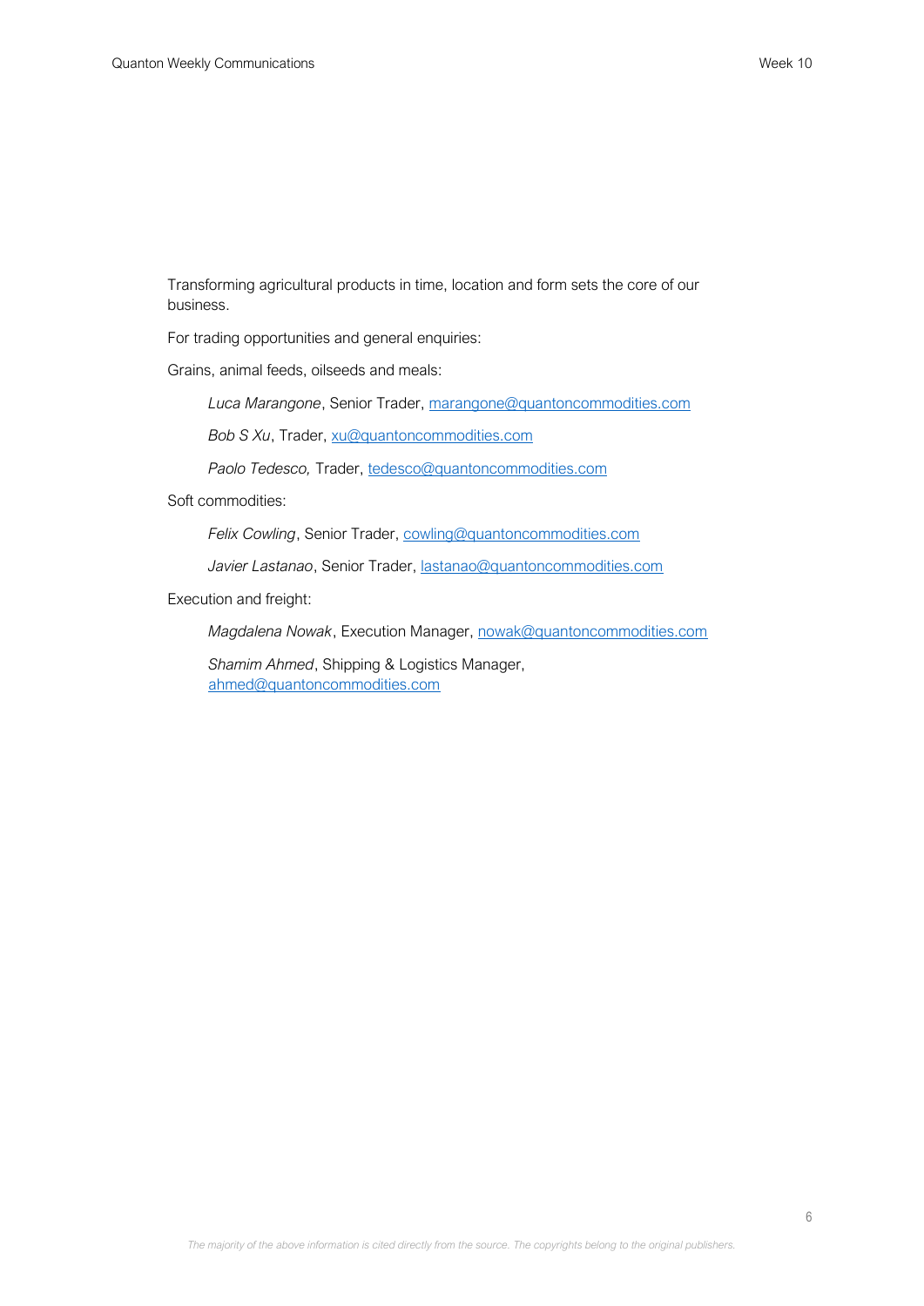Transforming agricultural products in time, location and form sets the core of our business.

For trading opportunities and general enquiries:

Grains, animal feeds, oilseeds and meals:

*Luca Marangone*, Senior Trader, marangone@quantoncommodities.com

*Bob S Xu*, Trader, xu@quantoncommodities.com

*Paolo Tedesco,* Trader, tedesco@quantoncommodities.com

Soft commodities:

*Felix Cowling*, Senior Trader, cowling@quantoncommodities.com

*Javier Lastanao*, Senior Trader, lastanao@quantoncommodities.com

Execution and freight:

*Magdalena Nowak*, Execution Manager, nowak@quantoncommodities.com

*Shamim Ahmed*, Shipping & Logistics Manager, ahmed@quantoncommodities.com

*The majority of the above information is cited directly from the source. The copyrights belong to the original publishers.*